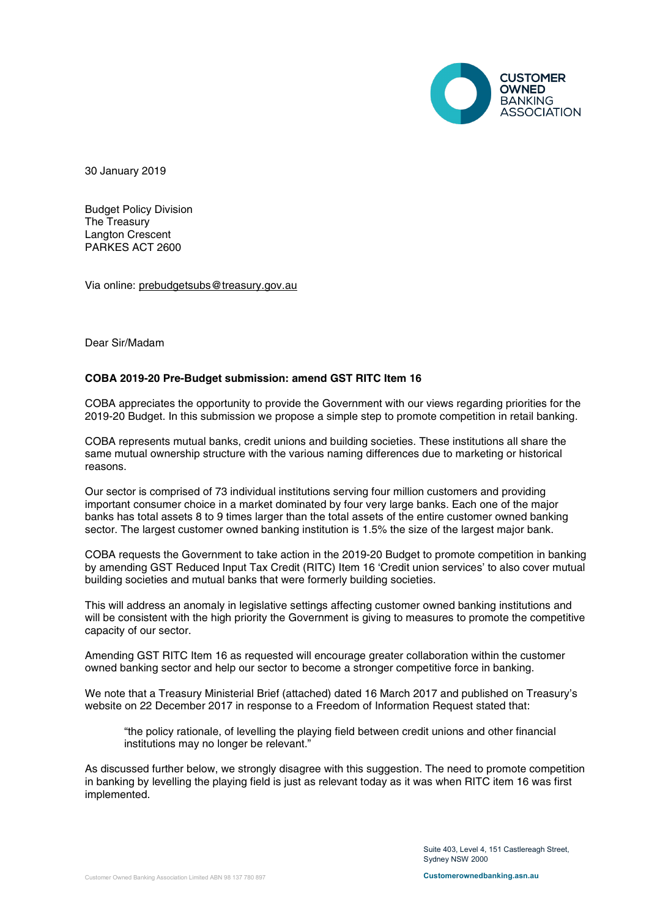30 January 2019

Budget Policy Division
The Treasury
Langton Crescent
PARKES ACT 2600

Via online: prebudgetsubs@treasury.gov.au

Dear Sir/Madam

**COBA 2019-20 Pre-Budget submission: amend GST RITC Item 16**

COBA appreciates the opportunity to provide the Government with our views regarding priorities for the 2019-20 Budget. In this submission we propose a simple step to promote competition in retail banking.

COBA represents mutual banks, credit unions and building societies. These institutions all share the same mutual ownership structure with the various naming differences due to marketing or historical reasons.

Our sector is comprised of 73 individual institutions serving four million customers and providing important consumer choice in a market dominated by four very large banks. Each one of the major banks has total assets 8 to 9 times larger than the total assets of the entire customer owned banking sector. The largest customer owned banking institution is 1.5% the size of the largest major bank.

COBA requests the Government to take action in the 2019-20 Budget to promote competition in banking by amending GST Reduced Input Tax Credit (RITC) Item 16 'Credit union services' to also cover mutual building societies and mutual banks that were formerly building societies.

This will address an anomaly in legislative settings affecting customer owned banking institutions and will be consistent with the high priority the Government is giving to measures to promote the competitive capacity of our sector.

Amending GST RITC Item 16 as requested will encourage greater collaboration within the customer owned banking sector and help our sector to become a stronger competitive force in banking.

We note that a Treasury Ministerial Brief (attached) dated 16 March 2017 and published on Treasury's website on 22 December 2017 in response to a Freedom of Information Request stated that:

> "the policy rationale, of levelling the playing field between credit unions and other financial institutions may no longer be relevant."

As discussed further below, we strongly disagree with this suggestion. The need to promote competition in banking by levelling the playing field is just as relevant today as it was when RITC item 16 was first implemented.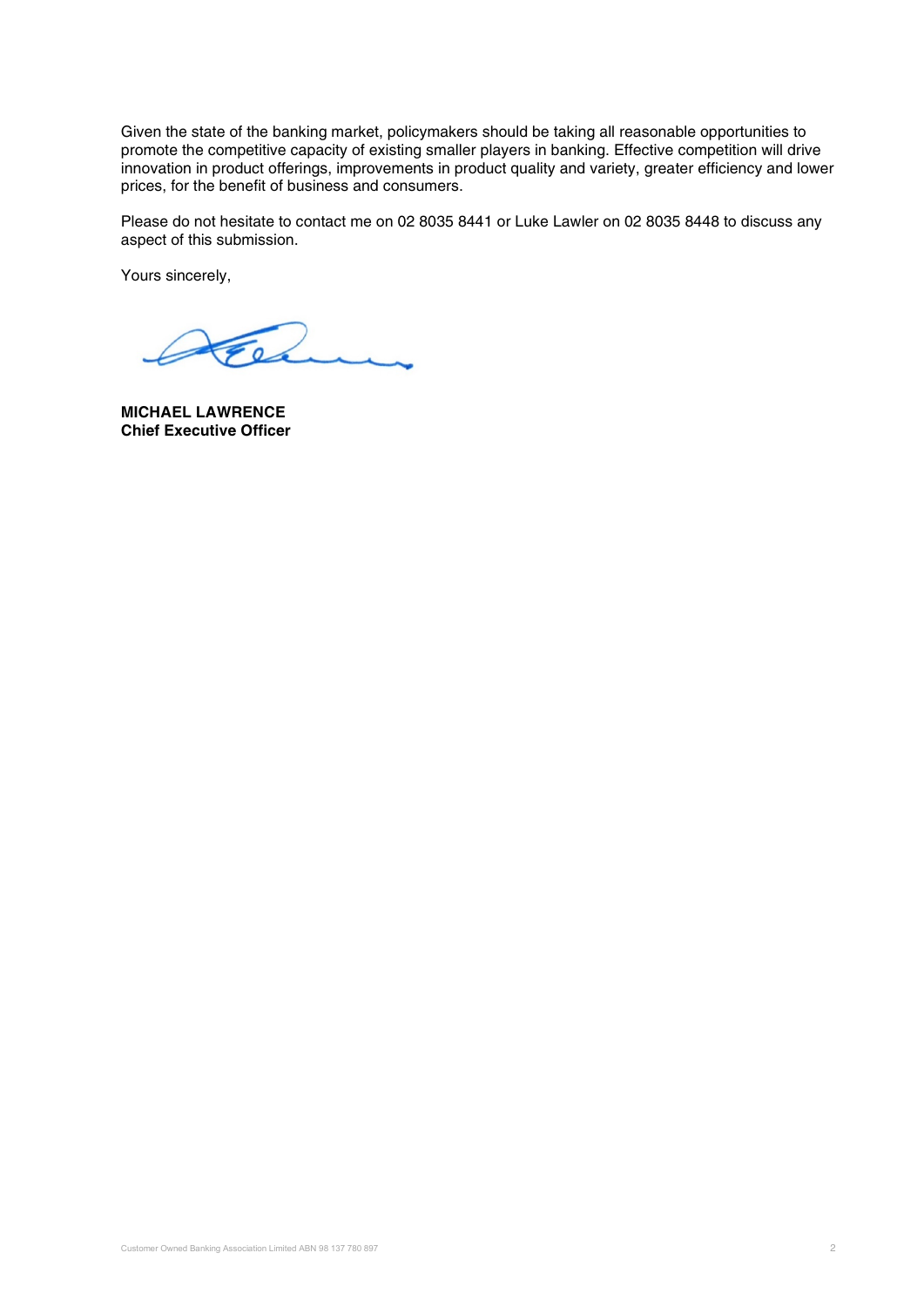Given the state of the banking market, policymakers should be taking all reasonable opportunities to promote the competitive capacity of existing smaller players in banking. Effective competition will drive innovation in product offerings, improvements in product quality and variety, greater efficiency and lower prices, for the benefit of business and consumers.

Please do not hesitate to contact me on 02 8035 8441 or Luke Lawler on 02 8035 8448 to discuss any aspect of this submission.

Yours sincerely,

**MICHAEL LAWRENCE**
**Chief Executive Officer**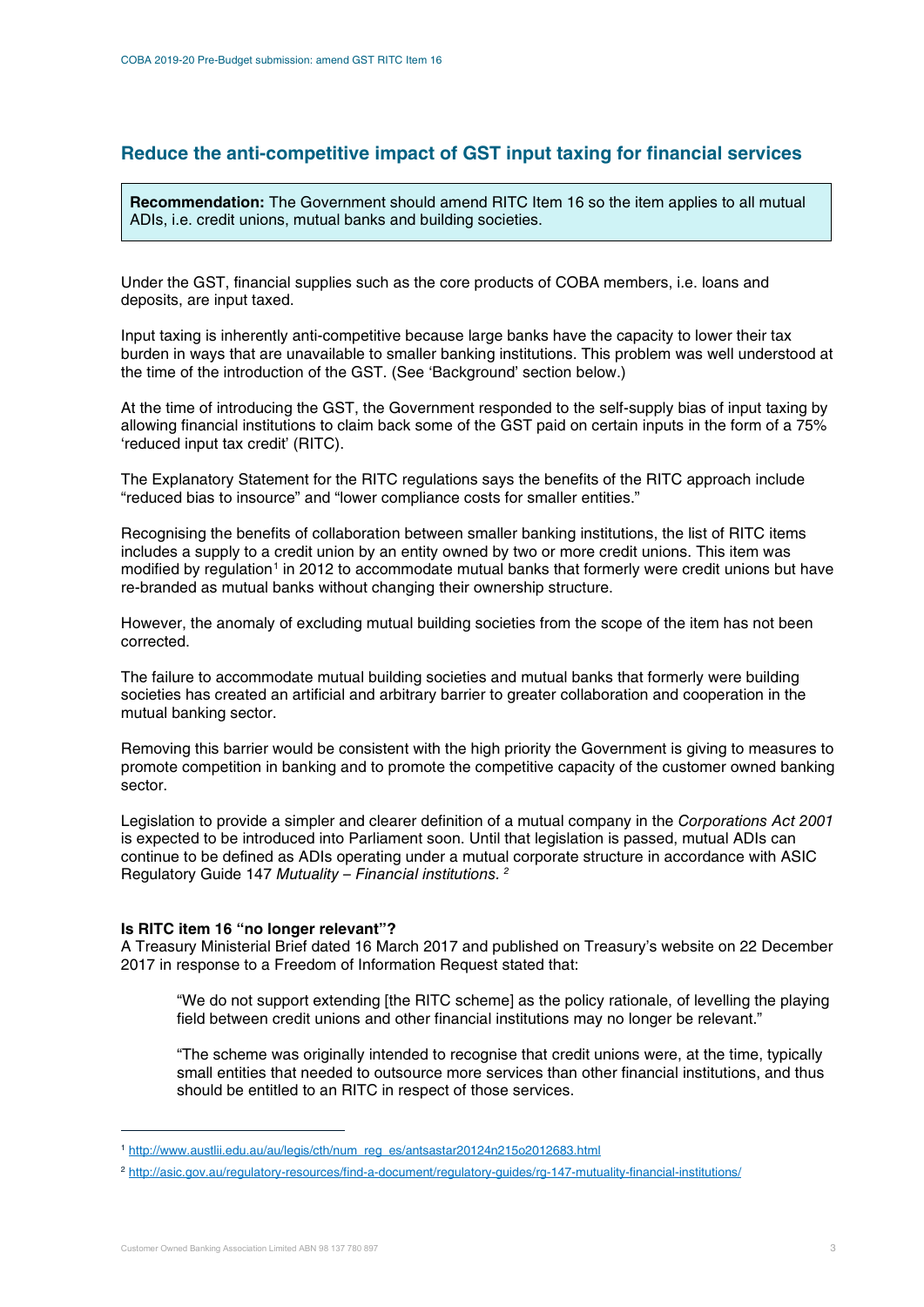## Reduce the anti-competitive impact of GST input taxing for financial services

> **Recommendation:** The Government should amend RITC Item 16 so the item applies to all mutual ADIs, i.e. credit unions, mutual banks and building societies.

Under the GST, financial supplies such as the core products of COBA members, i.e. loans and deposits, are input taxed.

Input taxing is inherently anti-competitive because large banks have the capacity to lower their tax burden in ways that are unavailable to smaller banking institutions. This problem was well understood at the time of the introduction of the GST. (See 'Background' section below.)

At the time of introducing the GST, the Government responded to the self-supply bias of input taxing by allowing financial institutions to claim back some of the GST paid on certain inputs in the form of a 75% 'reduced input tax credit' (RITC).

The Explanatory Statement for the RITC regulations says the benefits of the RITC approach include "reduced bias to insource" and "lower compliance costs for smaller entities."

Recognising the benefits of collaboration between smaller banking institutions, the list of RITC items includes a supply to a credit union by an entity owned by two or more credit unions. This item was modified by regulation[1] in 2012 to accommodate mutual banks that formerly were credit unions but have re-branded as mutual banks without changing their ownership structure.

However, the anomaly of excluding mutual building societies from the scope of the item has not been corrected.

The failure to accommodate mutual building societies and mutual banks that formerly were building societies has created an artificial and arbitrary barrier to greater collaboration and cooperation in the mutual banking sector.

Removing this barrier would be consistent with the high priority the Government is giving to measures to promote competition in banking and to promote the competitive capacity of the customer owned banking sector.

Legislation to provide a simpler and clearer definition of a mutual company in the *Corporations Act 2001* is expected to be introduced into Parliament soon. Until that legislation is passed, mutual ADIs can continue to be defined as ADIs operating under a mutual corporate structure in accordance with ASIC Regulatory Guide 147 *Mutuality – Financial institutions.*[2]

**Is RITC item 16 "no longer relevant"?**

A Treasury Ministerial Brief dated 16 March 2017 and published on Treasury's website on 22 December 2017 in response to a Freedom of Information Request stated that:

> "We do not support extending [the RITC scheme] as the policy rationale, of levelling the playing field between credit unions and other financial institutions may no longer be relevant."
>
> "The scheme was originally intended to recognise that credit unions were, at the time, typically small entities that needed to outsource more services than other financial institutions, and thus should be entitled to an RITC in respect of those services.

[1] http://www.austlii.edu.au/au/legis/cth/num_reg_es/antsastar20124n215o2012683.html

[2] http://asic.gov.au/regulatory-resources/find-a-document/regulatory-guides/rg-147-mutuality-financial-institutions/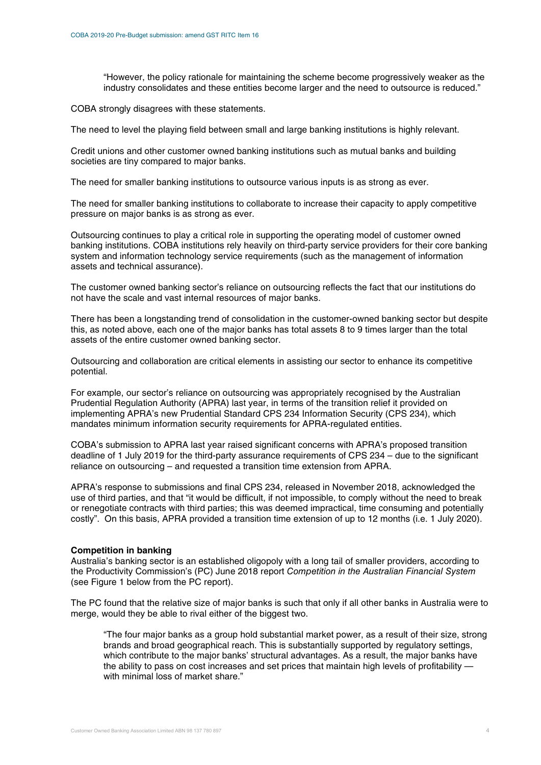> "However, the policy rationale for maintaining the scheme become progressively weaker as the industry consolidates and these entities become larger and the need to outsource is reduced."

COBA strongly disagrees with these statements.

The need to level the playing field between small and large banking institutions is highly relevant.

Credit unions and other customer owned banking institutions such as mutual banks and building societies are tiny compared to major banks.

The need for smaller banking institutions to outsource various inputs is as strong as ever.

The need for smaller banking institutions to collaborate to increase their capacity to apply competitive pressure on major banks is as strong as ever.

Outsourcing continues to play a critical role in supporting the operating model of customer owned banking institutions. COBA institutions rely heavily on third-party service providers for their core banking system and information technology service requirements (such as the management of information assets and technical assurance).

The customer owned banking sector's reliance on outsourcing reflects the fact that our institutions do not have the scale and vast internal resources of major banks.

There has been a longstanding trend of consolidation in the customer-owned banking sector but despite this, as noted above, each one of the major banks has total assets 8 to 9 times larger than the total assets of the entire customer owned banking sector.

Outsourcing and collaboration are critical elements in assisting our sector to enhance its competitive potential.

For example, our sector's reliance on outsourcing was appropriately recognised by the Australian Prudential Regulation Authority (APRA) last year, in terms of the transition relief it provided on implementing APRA's new Prudential Standard CPS 234 Information Security (CPS 234), which mandates minimum information security requirements for APRA-regulated entities.

COBA's submission to APRA last year raised significant concerns with APRA's proposed transition deadline of 1 July 2019 for the third-party assurance requirements of CPS 234 – due to the significant reliance on outsourcing – and requested a transition time extension from APRA.

APRA's response to submissions and final CPS 234, released in November 2018, acknowledged the use of third parties, and that "it would be difficult, if not impossible, to comply without the need to break or renegotiate contracts with third parties; this was deemed impractical, time consuming and potentially costly". On this basis, APRA provided a transition time extension of up to 12 months (i.e. 1 July 2020).

**Competition in banking**

Australia's banking sector is an established oligopoly with a long tail of smaller providers, according to the Productivity Commission's (PC) June 2018 report *Competition in the Australian Financial System* (see Figure 1 below from the PC report).

The PC found that the relative size of major banks is such that only if all other banks in Australia were to merge, would they be able to rival either of the biggest two.

> "The four major banks as a group hold substantial market power, as a result of their size, strong brands and broad geographical reach. This is substantially supported by regulatory settings, which contribute to the major banks' structural advantages. As a result, the major banks have the ability to pass on cost increases and set prices that maintain high levels of profitability — with minimal loss of market share."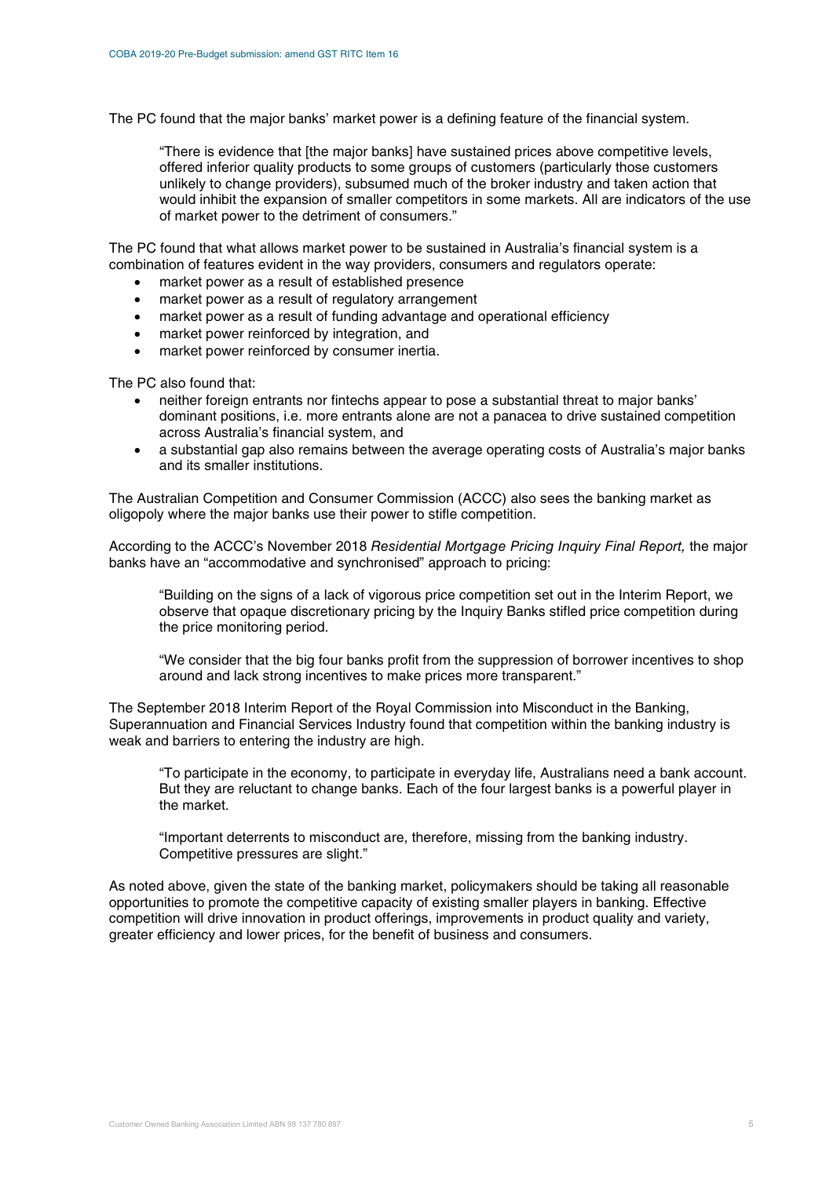The PC found that the major banks' market power is a defining feature of the financial system.

> "There is evidence that [the major banks] have sustained prices above competitive levels, offered inferior quality products to some groups of customers (particularly those customers unlikely to change providers), subsumed much of the broker industry and taken action that would inhibit the expansion of smaller competitors in some markets. All are indicators of the use of market power to the detriment of consumers."

The PC found that what allows market power to be sustained in Australia's financial system is a combination of features evident in the way providers, consumers and regulators operate:

- market power as a result of established presence
- market power as a result of regulatory arrangement
- market power as a result of funding advantage and operational efficiency
- market power reinforced by integration, and
- market power reinforced by consumer inertia.

The PC also found that:

- neither foreign entrants nor fintechs appear to pose a substantial threat to major banks' dominant positions, i.e. more entrants alone are not a panacea to drive sustained competition across Australia's financial system, and
- a substantial gap also remains between the average operating costs of Australia's major banks and its smaller institutions.

The Australian Competition and Consumer Commission (ACCC) also sees the banking market as oligopoly where the major banks use their power to stifle competition.

According to the ACCC's November 2018 *Residential Mortgage Pricing Inquiry Final Report,* the major banks have an "accommodative and synchronised" approach to pricing:

> "Building on the signs of a lack of vigorous price competition set out in the Interim Report, we observe that opaque discretionary pricing by the Inquiry Banks stifled price competition during the price monitoring period.
>
> "We consider that the big four banks profit from the suppression of borrower incentives to shop around and lack strong incentives to make prices more transparent."

The September 2018 Interim Report of the Royal Commission into Misconduct in the Banking, Superannuation and Financial Services Industry found that competition within the banking industry is weak and barriers to entering the industry are high.

> "To participate in the economy, to participate in everyday life, Australians need a bank account. But they are reluctant to change banks. Each of the four largest banks is a powerful player in the market.
>
> "Important deterrents to misconduct are, therefore, missing from the banking industry. Competitive pressures are slight."

As noted above, given the state of the banking market, policymakers should be taking all reasonable opportunities to promote the competitive capacity of existing smaller players in banking. Effective competition will drive innovation in product offerings, improvements in product quality and variety, greater efficiency and lower prices, for the benefit of business and consumers.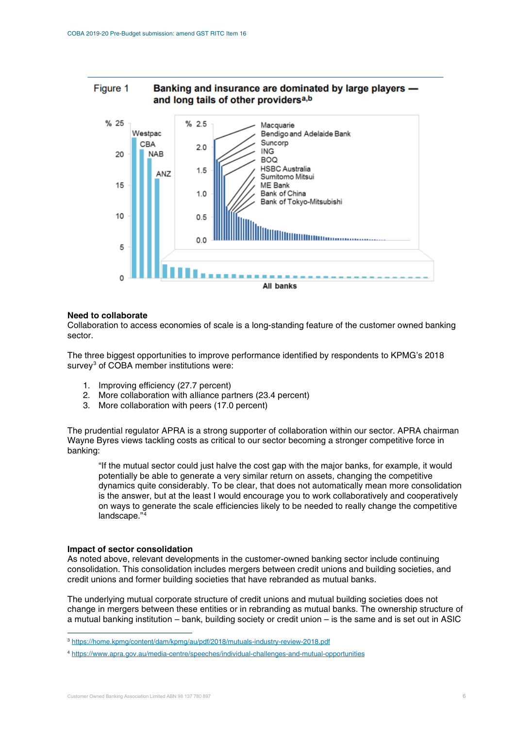Figure 1 **Banking and insurance are dominated by large players — and long tails of other providers**[a,b]

Westpac, CBA, NAB, ANZ

Macquarie
Bendigo and Adelaide Bank
Suncorp
ING
BOQ
HSBC Australia
Sumitomo Mitsui
ME Bank
Bank of China
Bank of Tokyo-Mitsubishi

All banks

**Need to collaborate**
Collaboration to access economies of scale is a long-standing feature of the customer owned banking sector.

The three biggest opportunities to improve performance identified by respondents to KPMG's 2018 survey[3] of COBA member institutions were:

1. Improving efficiency (27.7 percent)
2. More collaboration with alliance partners (23.4 percent)
3. More collaboration with peers (17.0 percent)

The prudential regulator APRA is a strong supporter of collaboration within our sector. APRA chairman Wayne Byres views tackling costs as critical to our sector becoming a stronger competitive force in banking:

> "If the mutual sector could just halve the cost gap with the major banks, for example, it would potentially be able to generate a very similar return on assets, changing the competitive dynamics quite considerably. To be clear, that does not automatically mean more consolidation is the answer, but at the least I would encourage you to work collaboratively and cooperatively on ways to generate the scale efficiencies likely to be needed to really change the competitive landscape."[4]

**Impact of sector consolidation**
As noted above, relevant developments in the customer-owned banking sector include continuing consolidation. This consolidation includes mergers between credit unions and building societies, and credit unions and former building societies that have rebranded as mutual banks.

The underlying mutual corporate structure of credit unions and mutual building societies does not change in mergers between these entities or in rebranding as mutual banks. The ownership structure of a mutual banking institution – bank, building society or credit union – is the same and is set out in ASIC

---

[3] https://home.kpmg/content/dam/kpmg/au/pdf/2018/mutuals-industry-review-2018.pdf

[4] https://www.apra.gov.au/media-centre/speeches/individual-challenges-and-mutual-opportunities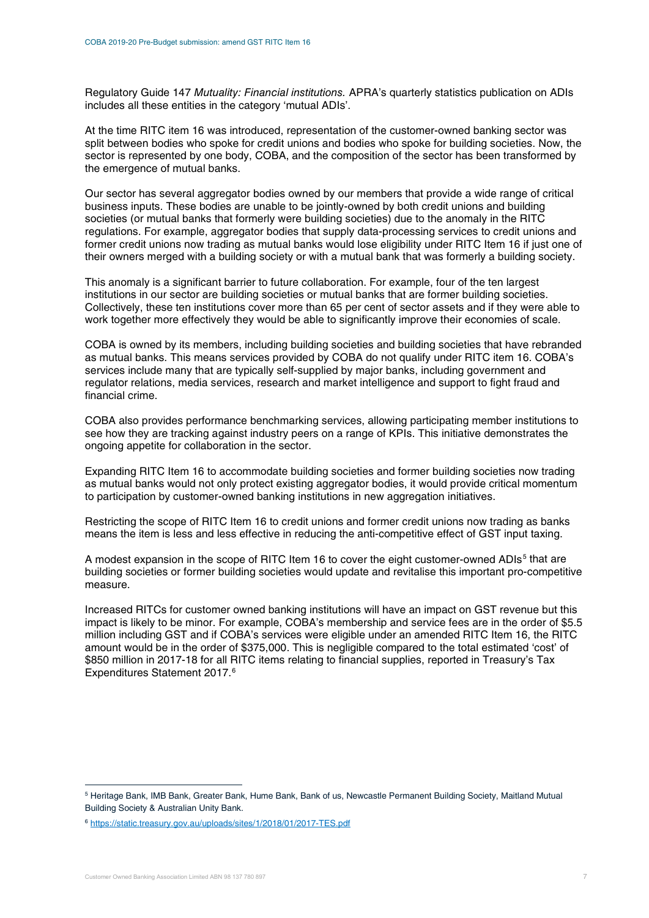Regulatory Guide 147 *Mutuality: Financial institutions.* APRA's quarterly statistics publication on ADIs includes all these entities in the category 'mutual ADIs'.

At the time RITC item 16 was introduced, representation of the customer-owned banking sector was split between bodies who spoke for credit unions and bodies who spoke for building societies. Now, the sector is represented by one body, COBA, and the composition of the sector has been transformed by the emergence of mutual banks.

Our sector has several aggregator bodies owned by our members that provide a wide range of critical business inputs. These bodies are unable to be jointly-owned by both credit unions and building societies (or mutual banks that formerly were building societies) due to the anomaly in the RITC regulations. For example, aggregator bodies that supply data-processing services to credit unions and former credit unions now trading as mutual banks would lose eligibility under RITC Item 16 if just one of their owners merged with a building society or with a mutual bank that was formerly a building society.

This anomaly is a significant barrier to future collaboration. For example, four of the ten largest institutions in our sector are building societies or mutual banks that are former building societies. Collectively, these ten institutions cover more than 65 per cent of sector assets and if they were able to work together more effectively they would be able to significantly improve their economies of scale.

COBA is owned by its members, including building societies and building societies that have rebranded as mutual banks. This means services provided by COBA do not qualify under RITC item 16. COBA's services include many that are typically self-supplied by major banks, including government and regulator relations, media services, research and market intelligence and support to fight fraud and financial crime.

COBA also provides performance benchmarking services, allowing participating member institutions to see how they are tracking against industry peers on a range of KPIs. This initiative demonstrates the ongoing appetite for collaboration in the sector.

Expanding RITC Item 16 to accommodate building societies and former building societies now trading as mutual banks would not only protect existing aggregator bodies, it would provide critical momentum to participation by customer-owned banking institutions in new aggregation initiatives.

Restricting the scope of RITC Item 16 to credit unions and former credit unions now trading as banks means the item is less and less effective in reducing the anti-competitive effect of GST input taxing.

A modest expansion in the scope of RITC Item 16 to cover the eight customer-owned ADIs[5] that are building societies or former building societies would update and revitalise this important pro-competitive measure.

Increased RITCs for customer owned banking institutions will have an impact on GST revenue but this impact is likely to be minor. For example, COBA's membership and service fees are in the order of $5.5 million including GST and if COBA's services were eligible under an amended RITC Item 16, the RITC amount would be in the order of $375,000. This is negligible compared to the total estimated 'cost' of $850 million in 2017-18 for all RITC items relating to financial supplies, reported in Treasury's Tax Expenditures Statement 2017.[6]

---

[5] Heritage Bank, IMB Bank, Greater Bank, Hume Bank, Bank of us, Newcastle Permanent Building Society, Maitland Mutual Building Society & Australian Unity Bank.

[6] https://static.treasury.gov.au/uploads/sites/1/2018/01/2017-TES.pdf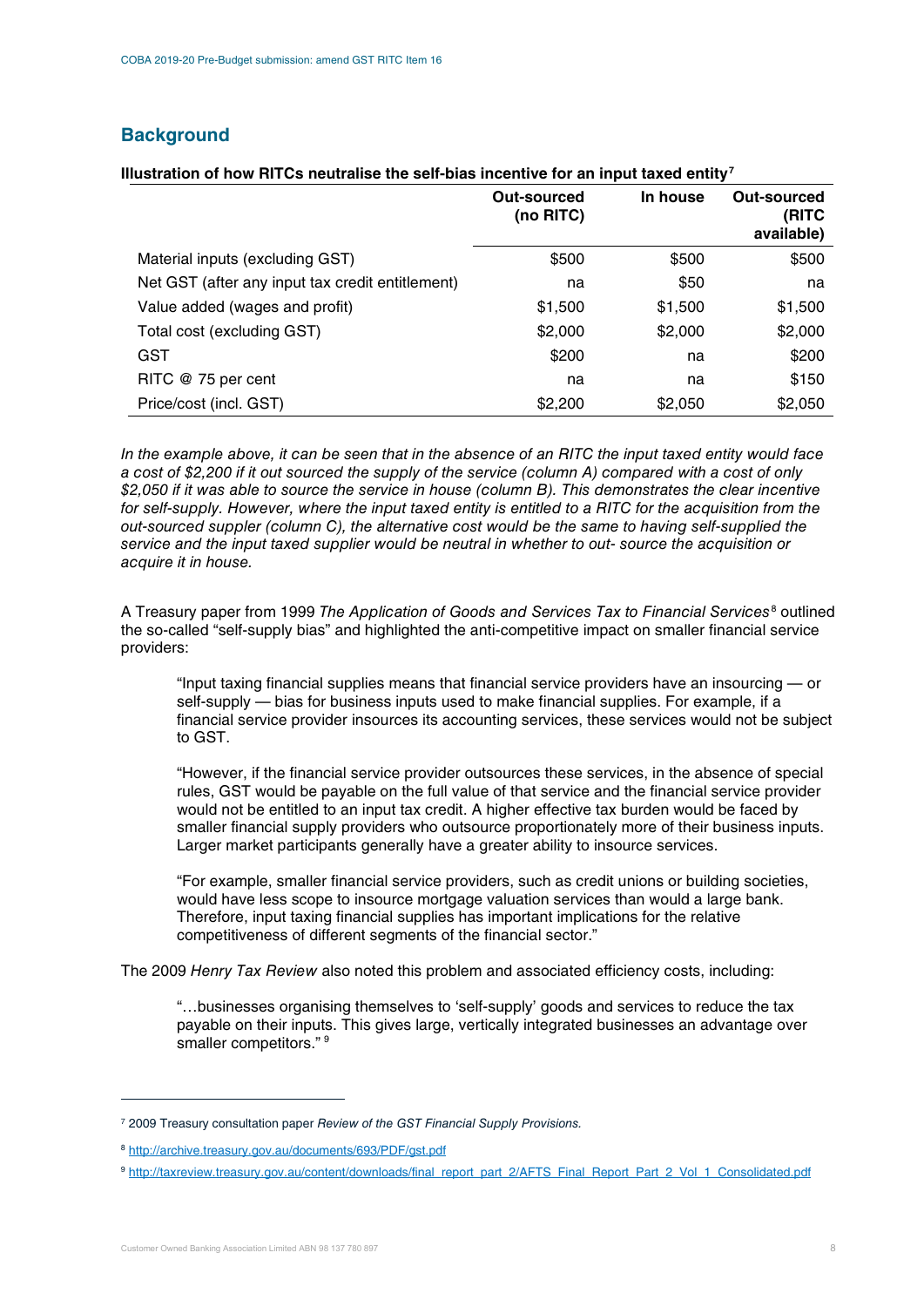## Background

**Illustration of how RITCs neutralise the self-bias incentive for an input taxed entity**[7]

| | Out-sourced (no RITC) | In house | Out-sourced (RITC available) |
|---|---|---|---|
| Material inputs (excluding GST) | $500 | $500 | $500 |
| Net GST (after any input tax credit entitlement) | na | $50 | na |
| Value added (wages and profit) | $1,500 | $1,500 | $1,500 |
| Total cost (excluding GST) | $2,000 | $2,000 | $2,000 |
| GST | $200 | na | $200 |
| RITC @ 75 per cent | na | na | $150 |
| Price/cost (incl. GST) | $2,200 | $2,050 | $2,050 |

*In the example above, it can be seen that in the absence of an RITC the input taxed entity would face a cost of $2,200 if it out sourced the supply of the service (column A) compared with a cost of only $2,050 if it was able to source the service in house (column B). This demonstrates the clear incentive for self-supply. However, where the input taxed entity is entitled to a RITC for the acquisition from the out-sourced suppler (column C), the alternative cost would be the same to having self-supplied the service and the input taxed supplier would be neutral in whether to out- source the acquisition or acquire it in house.*

A Treasury paper from 1999 *The Application of Goods and Services Tax to Financial Services*[8] outlined the so-called "self-supply bias" and highlighted the anti-competitive impact on smaller financial service providers:

> "Input taxing financial supplies means that financial service providers have an insourcing — or self-supply — bias for business inputs used to make financial supplies. For example, if a financial service provider insources its accounting services, these services would not be subject to GST.
>
> "However, if the financial service provider outsources these services, in the absence of special rules, GST would be payable on the full value of that service and the financial service provider would not be entitled to an input tax credit. A higher effective tax burden would be faced by smaller financial supply providers who outsource proportionately more of their business inputs. Larger market participants generally have a greater ability to insource services.
>
> "For example, smaller financial service providers, such as credit unions or building societies, would have less scope to insource mortgage valuation services than would a large bank. Therefore, input taxing financial supplies has important implications for the relative competitiveness of different segments of the financial sector."

The 2009 *Henry Tax Review* also noted this problem and associated efficiency costs, including:

> "…businesses organising themselves to 'self-supply' goods and services to reduce the tax payable on their inputs. This gives large, vertically integrated businesses an advantage over smaller competitors." [9]

---

[7] 2009 Treasury consultation paper *Review of the GST Financial Supply Provisions.*

[8] http://archive.treasury.gov.au/documents/693/PDF/gst.pdf

[9] http://taxreview.treasury.gov.au/content/downloads/final_report_part_2/AFTS_Final_Report_Part_2_Vol_1_Consolidated.pdf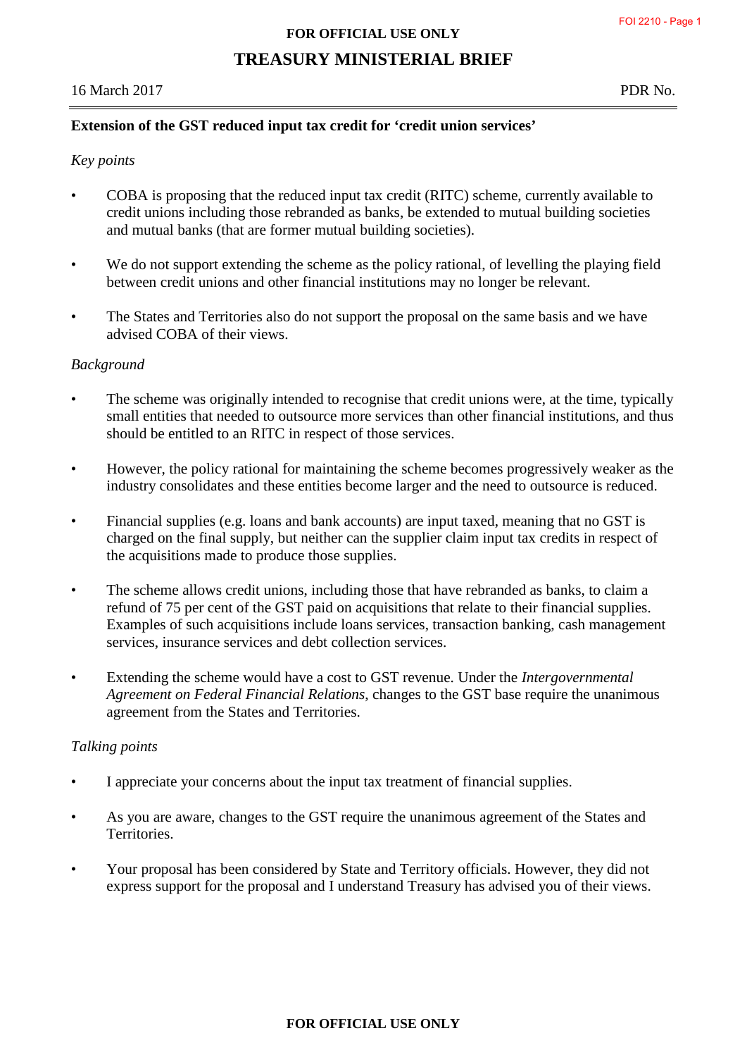**FOR OFFICIAL USE ONLY**

# TREASURY MINISTERIAL BRIEF

16 March 2017 PDR No.

---

**Extension of the GST reduced input tax credit for 'credit union services'**

*Key points*

- COBA is proposing that the reduced input tax credit (RITC) scheme, currently available to credit unions including those rebranded as banks, be extended to mutual building societies and mutual banks (that are former mutual building societies).
- We do not support extending the scheme as the policy rational, of levelling the playing field between credit unions and other financial institutions may no longer be relevant.
- The States and Territories also do not support the proposal on the same basis and we have advised COBA of their views.

*Background*

- The scheme was originally intended to recognise that credit unions were, at the time, typically small entities that needed to outsource more services than other financial institutions, and thus should be entitled to an RITC in respect of those services.
- However, the policy rational for maintaining the scheme becomes progressively weaker as the industry consolidates and these entities become larger and the need to outsource is reduced.
- Financial supplies (e.g. loans and bank accounts) are input taxed, meaning that no GST is charged on the final supply, but neither can the supplier claim input tax credits in respect of the acquisitions made to produce those supplies.
- The scheme allows credit unions, including those that have rebranded as banks, to claim a refund of 75 per cent of the GST paid on acquisitions that relate to their financial supplies. Examples of such acquisitions include loans services, transaction banking, cash management services, insurance services and debt collection services.
- Extending the scheme would have a cost to GST revenue. Under the *Intergovernmental Agreement on Federal Financial Relations*, changes to the GST base require the unanimous agreement from the States and Territories.

*Talking points*

- I appreciate your concerns about the input tax treatment of financial supplies.
- As you are aware, changes to the GST require the unanimous agreement of the States and Territories.
- Your proposal has been considered by State and Territory officials. However, they did not express support for the proposal and I understand Treasury has advised you of their views.

**FOR OFFICIAL USE ONLY**